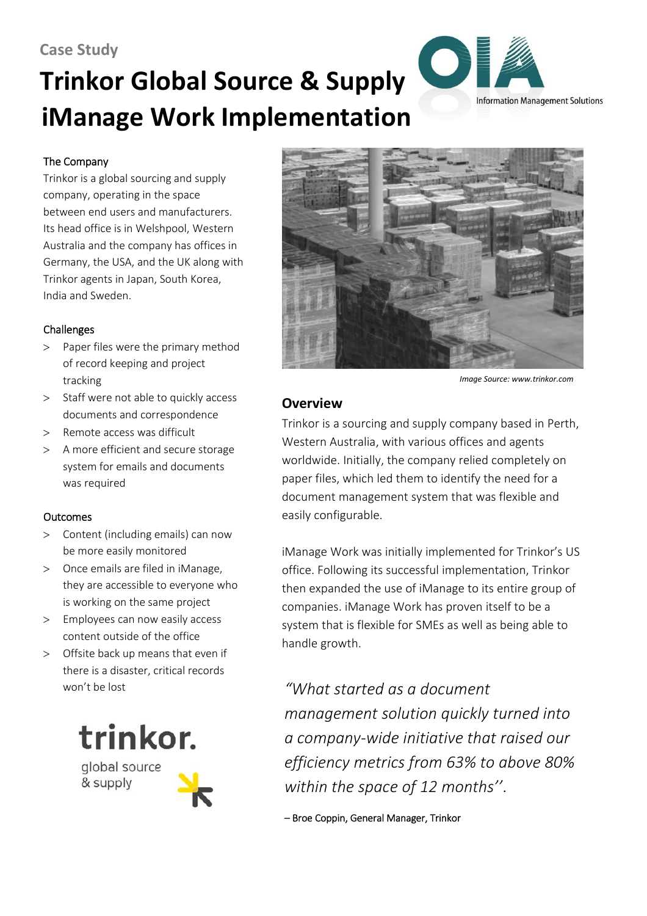Case Study

# Trinkor Global Source & Supply iManage Work Implementation

Information Management Solutions

### The Company

Trinkor is a global sourcing and supply company, operating in the space between end users and manufacturers. Its head office is in Welshpool, Western Australia and the company has offices in Germany, the USA, and the UK along with Trinkor agents in Japan, South Korea, India and Sweden.

### Challenges

- Paper files were the primary method of record keeping and project tracking
- Staff were not able to quickly access documents and correspondence
- Remote access was difficult
- A more efficient and secure storage system for emails and documents was required

### Outcomes

- Content (including emails) can now be more easily monitored
- Once emails are filed in iManage, they are accessible to everyone who is working on the same project
- Employees can now easily access content outside of the office
- Offsite back up means that even if there is a disaster, critical records won't be lost

trinkor. global source & supply

*Image Source: www.trinkor.com*

## Overview

Trinkor is a sourcing and supply company based in Perth, Western Australia, with various offices and agents worldwide. Initially, the company relied completely on paper files, which led them to identify the need for a document management system that was flexible and easily configurable.

iManage Work was initially implemented for Trinkor's US office. Following its successful implementation, Trinkor then expanded the use of iManage to its entire group of companies. iManage Work has proven itself to be a system that is flexible for SMEs as well as being able to handle growth.

*"What started as a document management solution quickly turned into a company-wide initiative that raised our efficiency metrics from 63% to above 80% within the space of 12 months''.*

– Broe Coppin, General Manager, Trinkor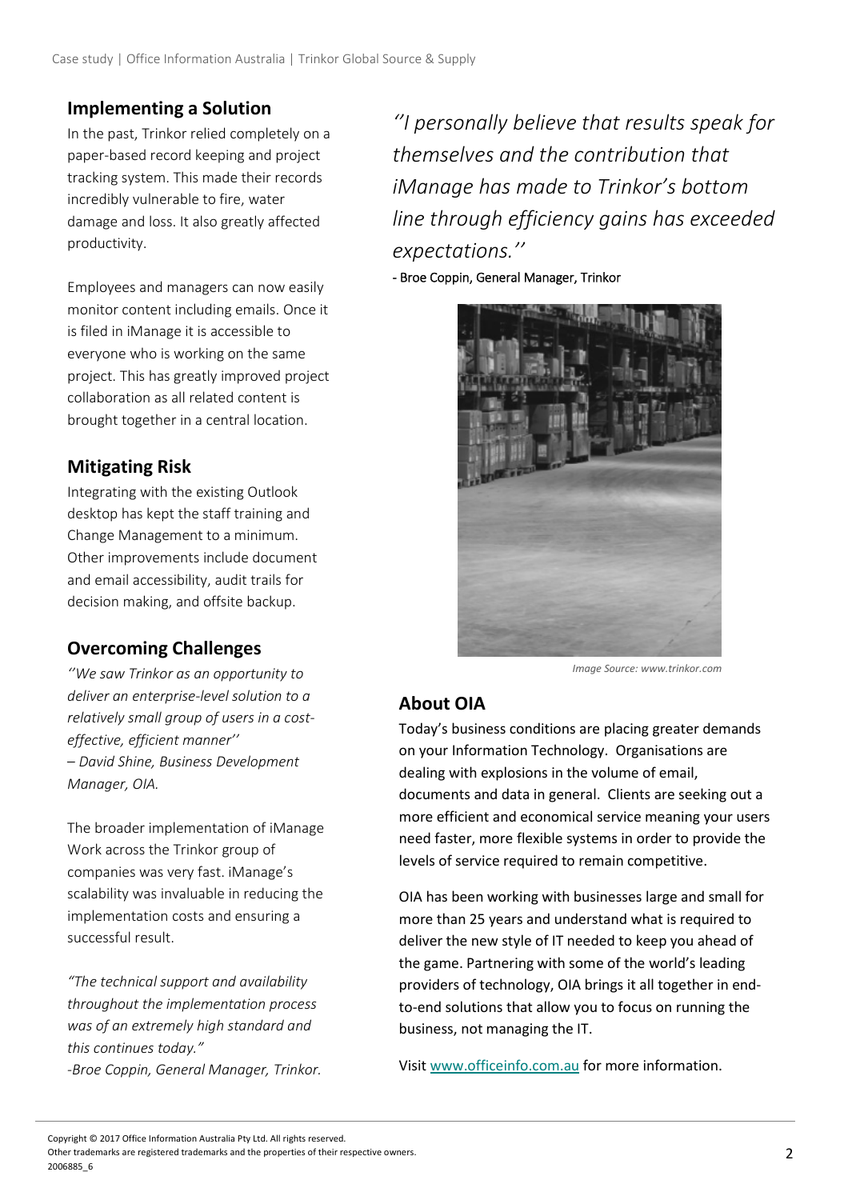## Implementing a Solution

In the past, Trinkor relied completely on a paper-based record keeping and project tracking system. This made their records incredibly vulnerable to fire, water damage and loss. It also greatly affected productivity.

Employees and managers can now easily monitor content including emails. Once it is filed in iManage it is accessible to everyone who is working on the same project. This has greatly improved project collaboration as all related content is brought together in a central location.

## Mitigating Risk

Integrating with the existing Outlook desktop has kept the staff training and Change Management to a minimum. Other improvements include document and email accessibility, audit trails for decision making, and offsite backup.

## Overcoming Challenges

*''We saw Trinkor as an opportunity to deliver an enterprise-level solution to a relatively small group of users in a cost-effective, efficient manner''*
*– David Shine, Business Development Manager, OIA.*

The broader implementation of iManage Work across the Trinkor group of companies was very fast. iManage's scalability was invaluable in reducing the implementation costs and ensuring a successful result.

*"The technical support and availability throughout the implementation process was of an extremely high standard and this continues today."*
*-Broe Coppin, General Manager, Trinkor.*

*''I personally believe that results speak for themselves and the contribution that iManage has made to Trinkor's bottom line through efficiency gains has exceeded expectations.''*

- Broe Coppin, General Manager, Trinkor

*Image Source: www.trinkor.com*

## About OIA

Today's business conditions are placing greater demands on your Information Technology. Organisations are dealing with explosions in the volume of email, documents and data in general. Clients are seeking out a more efficient and economical service meaning your users need faster, more flexible systems in order to provide the levels of service required to remain competitive.

OIA has been working with businesses large and small for more than 25 years and understand what is required to deliver the new style of IT needed to keep you ahead of the game. Partnering with some of the world's leading providers of technology, OIA brings it all together in end-to-end solutions that allow you to focus on running the business, not managing the IT.

Visit [www.officeinfo.com.au](http://www.officeinfo.com.au) for more information.

Copyright © 2017 Office Information Australia Pty Ltd. All rights reserved.
Other trademarks are registered trademarks and the properties of their respective owners.
2006885_6